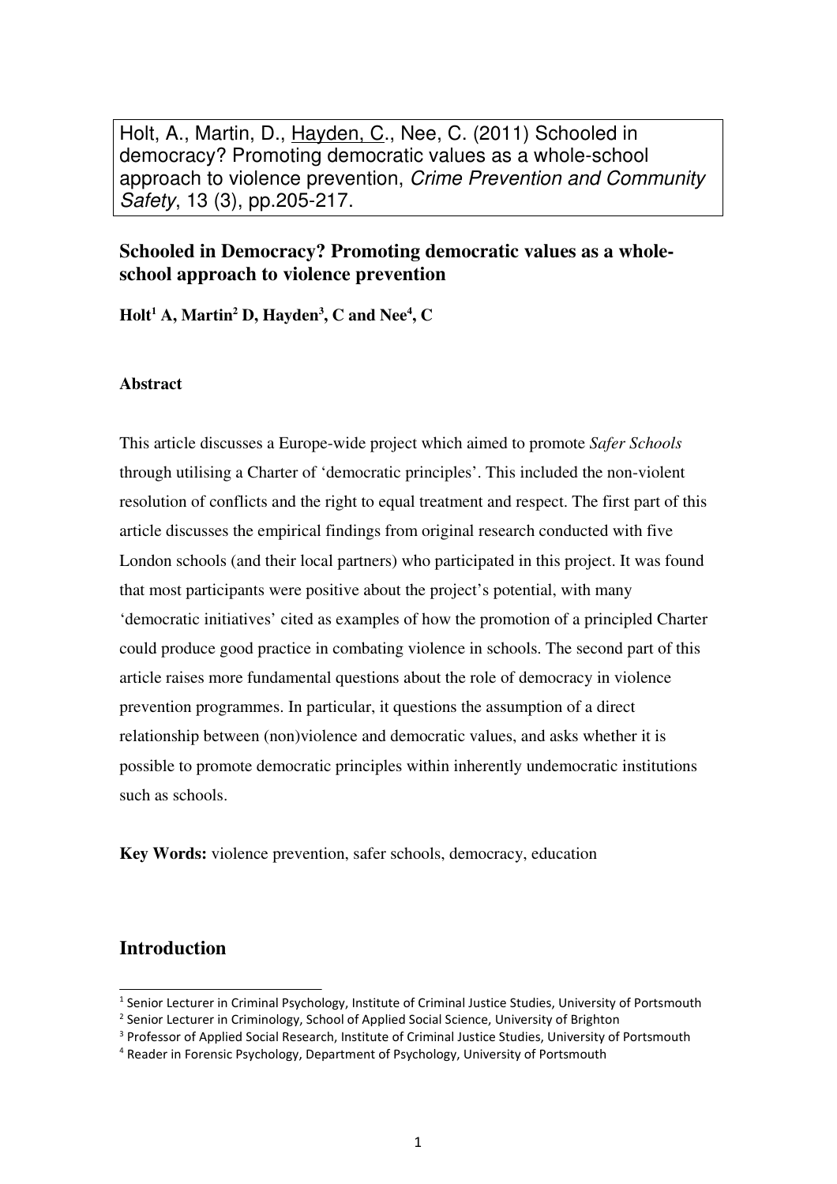Holt, A., Martin, D., Hayden, C., Nee, C. (2011) Schooled in democracy? Promoting democratic values as a whole-school approach to violence prevention, *Crime Prevention and Community Safety*, 13 (3), pp.205-217.

## Schooled in Democracy? Promoting democratic values as a whole-school approach to violence prevention

**Holt[1] A, Martin[2] D, Hayden[3], C and Nee[4], C**

### Abstract

This article discusses a Europe-wide project which aimed to promote *Safer Schools* through utilising a Charter of 'democratic principles'. This included the non-violent resolution of conflicts and the right to equal treatment and respect. The first part of this article discusses the empirical findings from original research conducted with five London schools (and their local partners) who participated in this project. It was found that most participants were positive about the project's potential, with many 'democratic initiatives' cited as examples of how the promotion of a principled Charter could produce good practice in combating violence in schools. The second part of this article raises more fundamental questions about the role of democracy in violence prevention programmes. In particular, it questions the assumption of a direct relationship between (non)violence and democratic values, and asks whether it is possible to promote democratic principles within inherently undemocratic institutions such as schools.

**Key Words:** violence prevention, safer schools, democracy, education

## Introduction

[1] Senior Lecturer in Criminal Psychology, Institute of Criminal Justice Studies, University of Portsmouth

[2] Senior Lecturer in Criminology, School of Applied Social Science, University of Brighton

[3] Professor of Applied Social Research, Institute of Criminal Justice Studies, University of Portsmouth

[4] Reader in Forensic Psychology, Department of Psychology, University of Portsmouth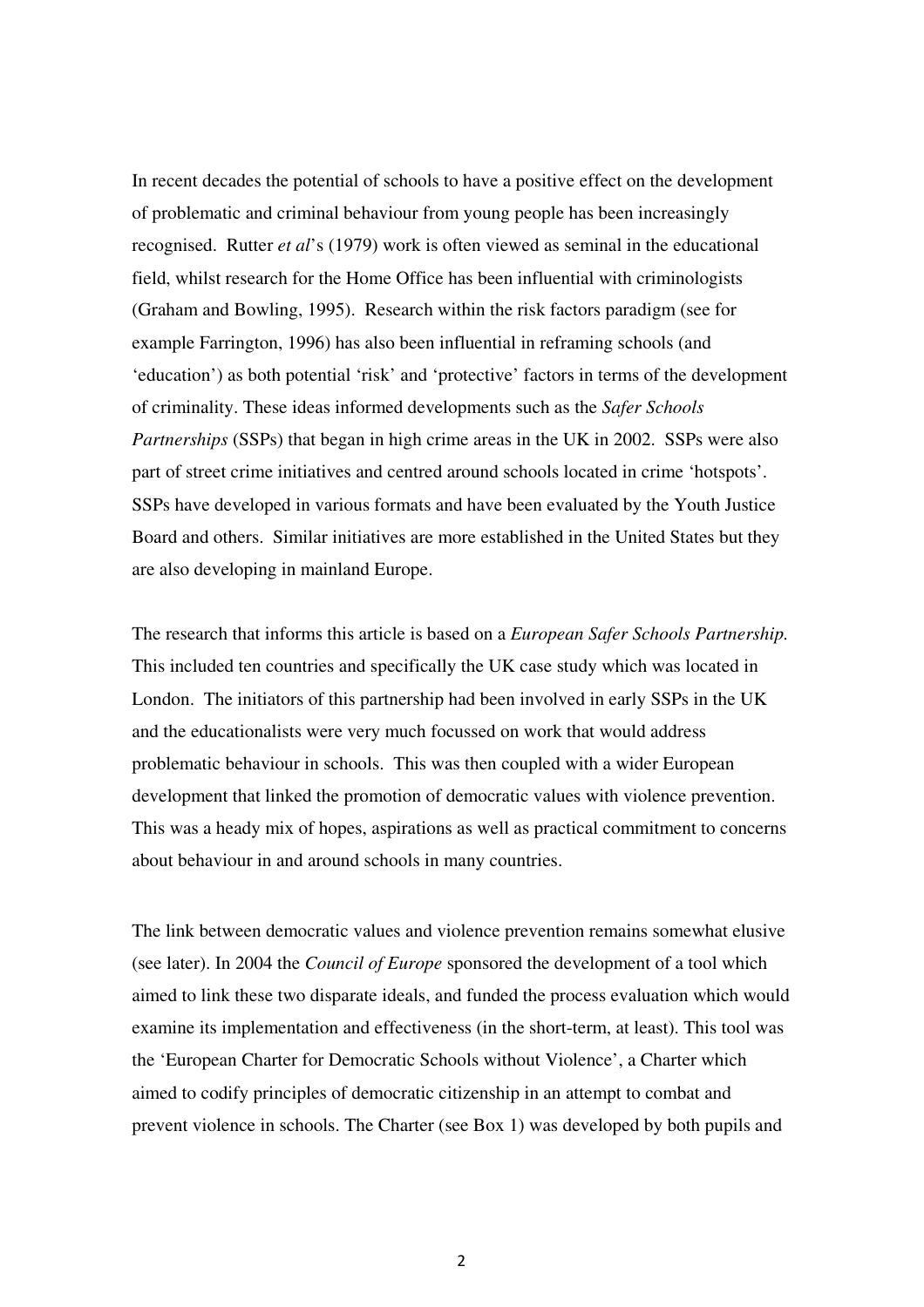In recent decades the potential of schools to have a positive effect on the development of problematic and criminal behaviour from young people has been increasingly recognised. Rutter *et al*'s (1979) work is often viewed as seminal in the educational field, whilst research for the Home Office has been influential with criminologists (Graham and Bowling, 1995). Research within the risk factors paradigm (see for example Farrington, 1996) has also been influential in reframing schools (and 'education') as both potential 'risk' and 'protective' factors in terms of the development of criminality. These ideas informed developments such as the *Safer Schools Partnerships* (SSPs) that began in high crime areas in the UK in 2002. SSPs were also part of street crime initiatives and centred around schools located in crime 'hotspots'. SSPs have developed in various formats and have been evaluated by the Youth Justice Board and others. Similar initiatives are more established in the United States but they are also developing in mainland Europe.

The research that informs this article is based on a *European Safer Schools Partnership.* This included ten countries and specifically the UK case study which was located in London. The initiators of this partnership had been involved in early SSPs in the UK and the educationalists were very much focussed on work that would address problematic behaviour in schools. This was then coupled with a wider European development that linked the promotion of democratic values with violence prevention. This was a heady mix of hopes, aspirations as well as practical commitment to concerns about behaviour in and around schools in many countries.

The link between democratic values and violence prevention remains somewhat elusive (see later). In 2004 the *Council of Europe* sponsored the development of a tool which aimed to link these two disparate ideals, and funded the process evaluation which would examine its implementation and effectiveness (in the short-term, at least). This tool was the 'European Charter for Democratic Schools without Violence', a Charter which aimed to codify principles of democratic citizenship in an attempt to combat and prevent violence in schools. The Charter (see Box 1) was developed by both pupils and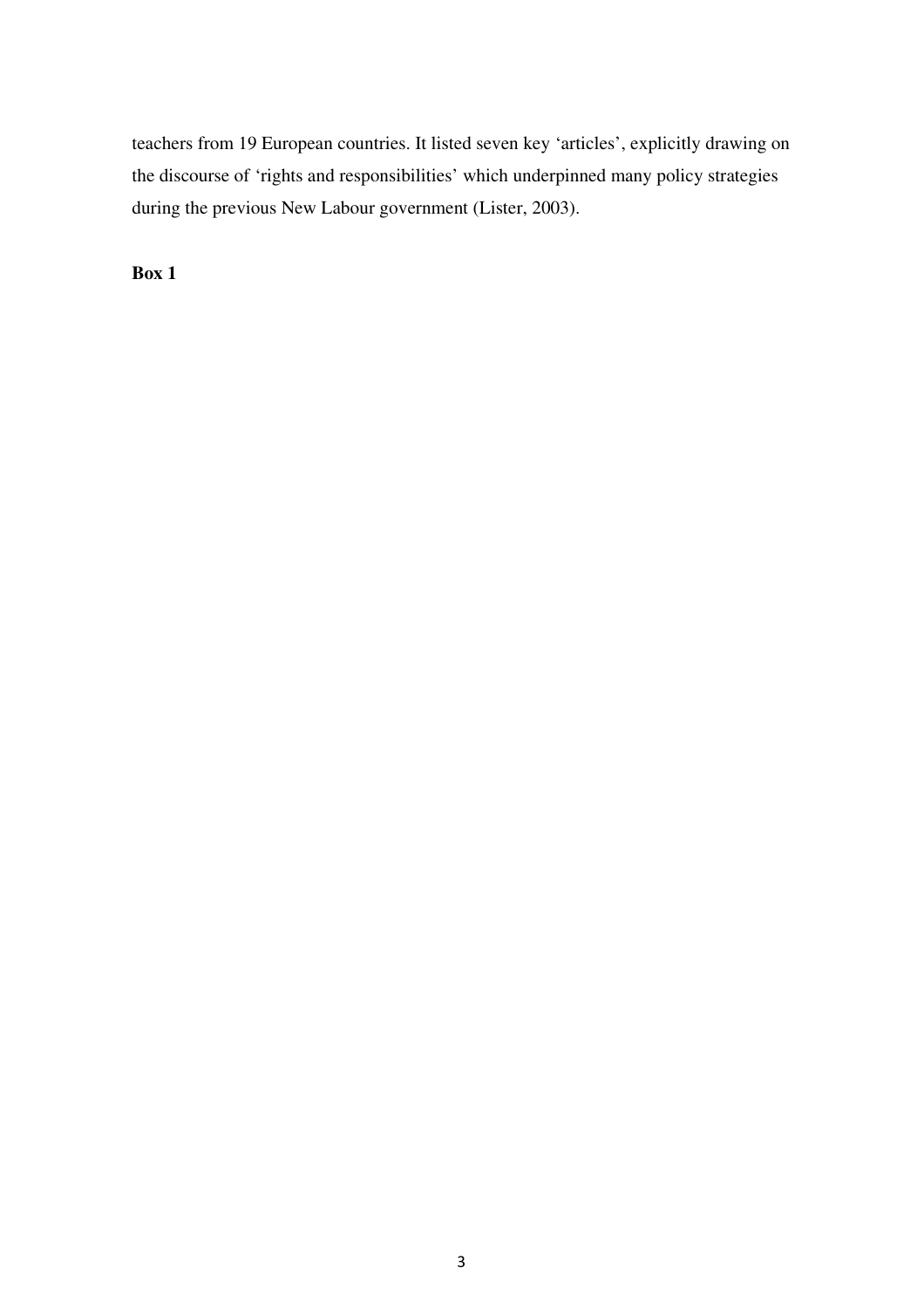teachers from 19 European countries. It listed seven key ‘articles’, explicitly drawing on the discourse of ‘rights and responsibilities’ which underpinned many policy strategies during the previous New Labour government (Lister, 2003).

**Box 1**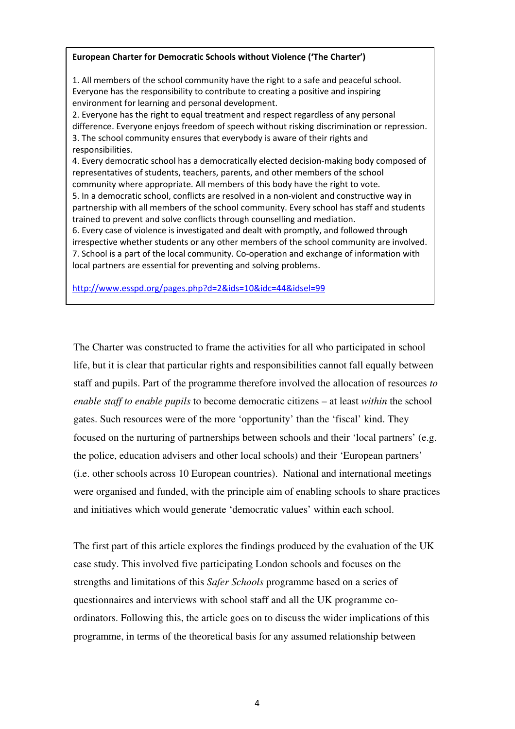**European Charter for Democratic Schools without Violence ('The Charter')**

1. All members of the school community have the right to a safe and peaceful school. Everyone has the responsibility to contribute to creating a positive and inspiring environment for learning and personal development.
2. Everyone has the right to equal treatment and respect regardless of any personal difference. Everyone enjoys freedom of speech without risking discrimination or repression.
3. The school community ensures that everybody is aware of their rights and responsibilities.
4. Every democratic school has a democratically elected decision-making body composed of representatives of students, teachers, parents, and other members of the school community where appropriate. All members of this body have the right to vote.
5. In a democratic school, conflicts are resolved in a non-violent and constructive way in partnership with all members of the school community. Every school has staff and students trained to prevent and solve conflicts through counselling and mediation.
6. Every case of violence is investigated and dealt with promptly, and followed through irrespective whether students or any other members of the school community are involved.
7. School is a part of the local community. Co-operation and exchange of information with local partners are essential for preventing and solving problems.

http://www.esspd.org/pages.php?d=2&ids=10&idc=44&idsel=99

The Charter was constructed to frame the activities for all who participated in school life, but it is clear that particular rights and responsibilities cannot fall equally between staff and pupils. Part of the programme therefore involved the allocation of resources *to enable staff to enable pupils* to become democratic citizens – at least *within* the school gates. Such resources were of the more 'opportunity' than the 'fiscal' kind. They focused on the nurturing of partnerships between schools and their 'local partners' (e.g. the police, education advisers and other local schools) and their 'European partners' (i.e. other schools across 10 European countries). National and international meetings were organised and funded, with the principle aim of enabling schools to share practices and initiatives which would generate 'democratic values' within each school.

The first part of this article explores the findings produced by the evaluation of the UK case study. This involved five participating London schools and focuses on the strengths and limitations of this *Safer Schools* programme based on a series of questionnaires and interviews with school staff and all the UK programme co-ordinators. Following this, the article goes on to discuss the wider implications of this programme, in terms of the theoretical basis for any assumed relationship between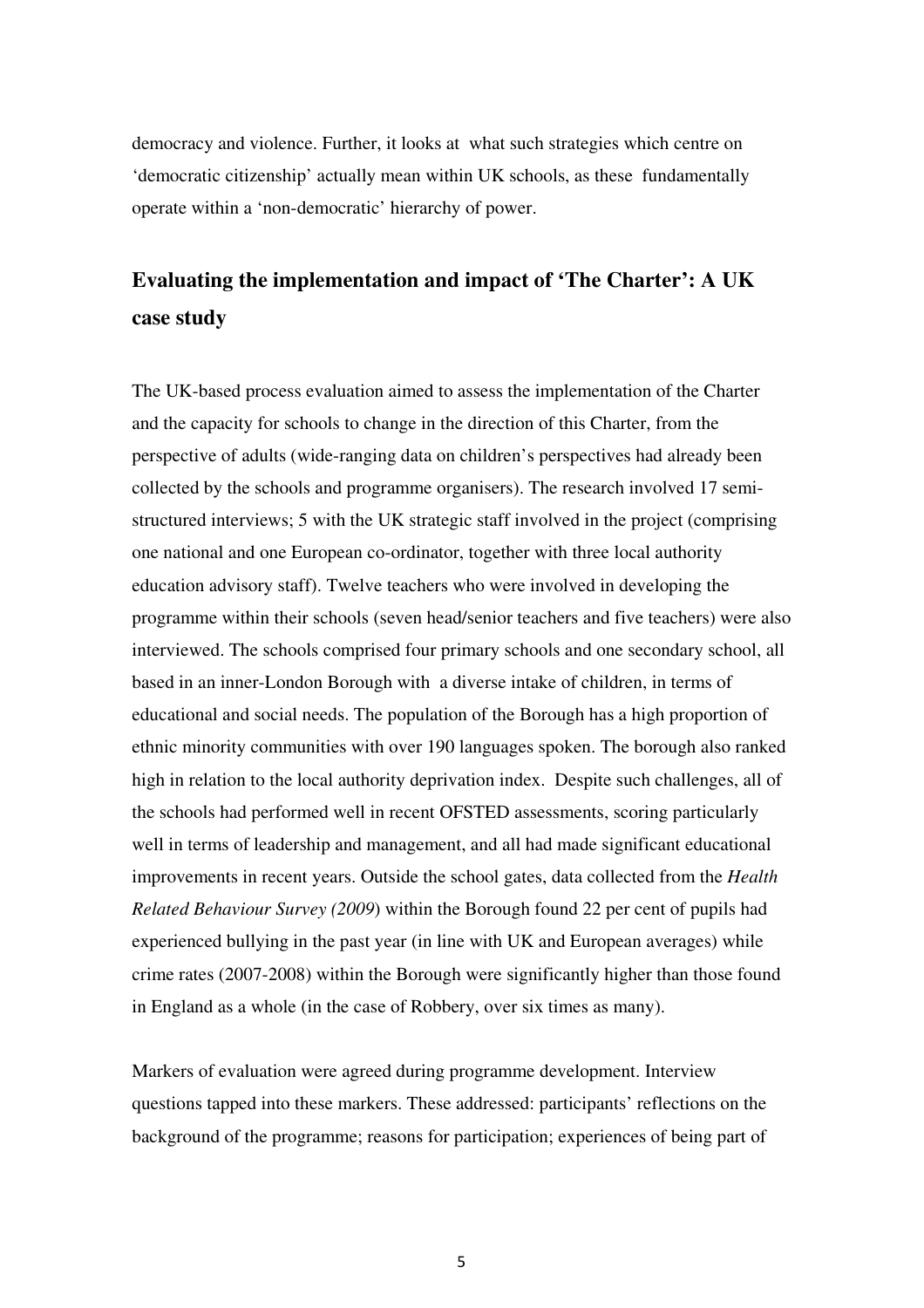democracy and violence. Further, it looks at what such strategies which centre on 'democratic citizenship' actually mean within UK schools, as these fundamentally operate within a 'non-democratic' hierarchy of power.

## Evaluating the implementation and impact of 'The Charter': A UK case study

The UK-based process evaluation aimed to assess the implementation of the Charter and the capacity for schools to change in the direction of this Charter, from the perspective of adults (wide-ranging data on children's perspectives had already been collected by the schools and programme organisers). The research involved 17 semi-structured interviews; 5 with the UK strategic staff involved in the project (comprising one national and one European co-ordinator, together with three local authority education advisory staff). Twelve teachers who were involved in developing the programme within their schools (seven head/senior teachers and five teachers) were also interviewed. The schools comprised four primary schools and one secondary school, all based in an inner-London Borough with a diverse intake of children, in terms of educational and social needs. The population of the Borough has a high proportion of ethnic minority communities with over 190 languages spoken. The borough also ranked high in relation to the local authority deprivation index. Despite such challenges, all of the schools had performed well in recent OFSTED assessments, scoring particularly well in terms of leadership and management, and all had made significant educational improvements in recent years. Outside the school gates, data collected from the *Health Related Behaviour Survey (2009*) within the Borough found 22 per cent of pupils had experienced bullying in the past year (in line with UK and European averages) while crime rates (2007-2008) within the Borough were significantly higher than those found in England as a whole (in the case of Robbery, over six times as many).

Markers of evaluation were agreed during programme development. Interview questions tapped into these markers. These addressed: participants' reflections on the background of the programme; reasons for participation; experiences of being part of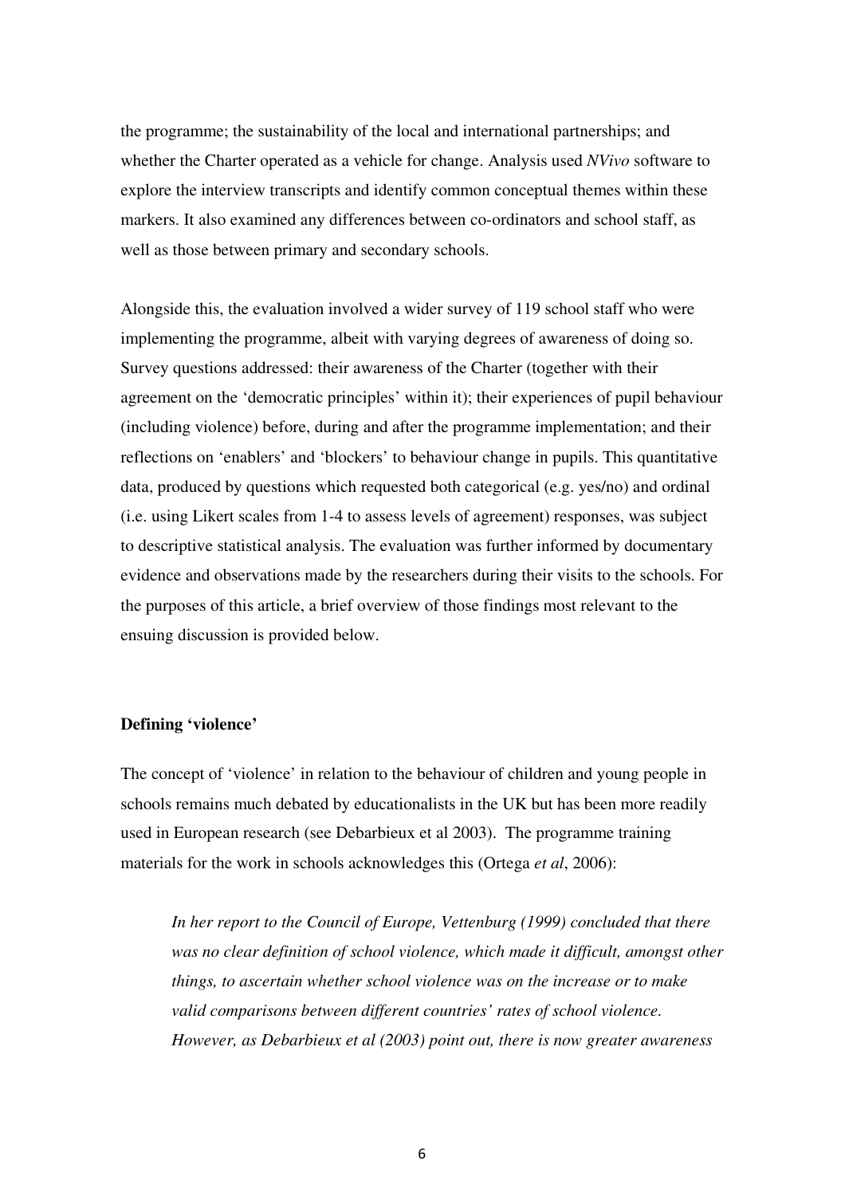the programme; the sustainability of the local and international partnerships; and whether the Charter operated as a vehicle for change. Analysis used *NVivo* software to explore the interview transcripts and identify common conceptual themes within these markers. It also examined any differences between co-ordinators and school staff, as well as those between primary and secondary schools.

Alongside this, the evaluation involved a wider survey of 119 school staff who were implementing the programme, albeit with varying degrees of awareness of doing so. Survey questions addressed: their awareness of the Charter (together with their agreement on the 'democratic principles' within it); their experiences of pupil behaviour (including violence) before, during and after the programme implementation; and their reflections on 'enablers' and 'blockers' to behaviour change in pupils. This quantitative data, produced by questions which requested both categorical (e.g. yes/no) and ordinal (i.e. using Likert scales from 1-4 to assess levels of agreement) responses, was subject to descriptive statistical analysis. The evaluation was further informed by documentary evidence and observations made by the researchers during their visits to the schools. For the purposes of this article, a brief overview of those findings most relevant to the ensuing discussion is provided below.

**Defining 'violence'**

The concept of 'violence' in relation to the behaviour of children and young people in schools remains much debated by educationalists in the UK but has been more readily used in European research (see Debarbieux et al 2003). The programme training materials for the work in schools acknowledges this (Ortega *et al*, 2006):

> *In her report to the Council of Europe, Vettenburg (1999) concluded that there was no clear definition of school violence, which made it difficult, amongst other things, to ascertain whether school violence was on the increase or to make valid comparisons between different countries' rates of school violence. However, as Debarbieux et al (2003) point out, there is now greater awareness*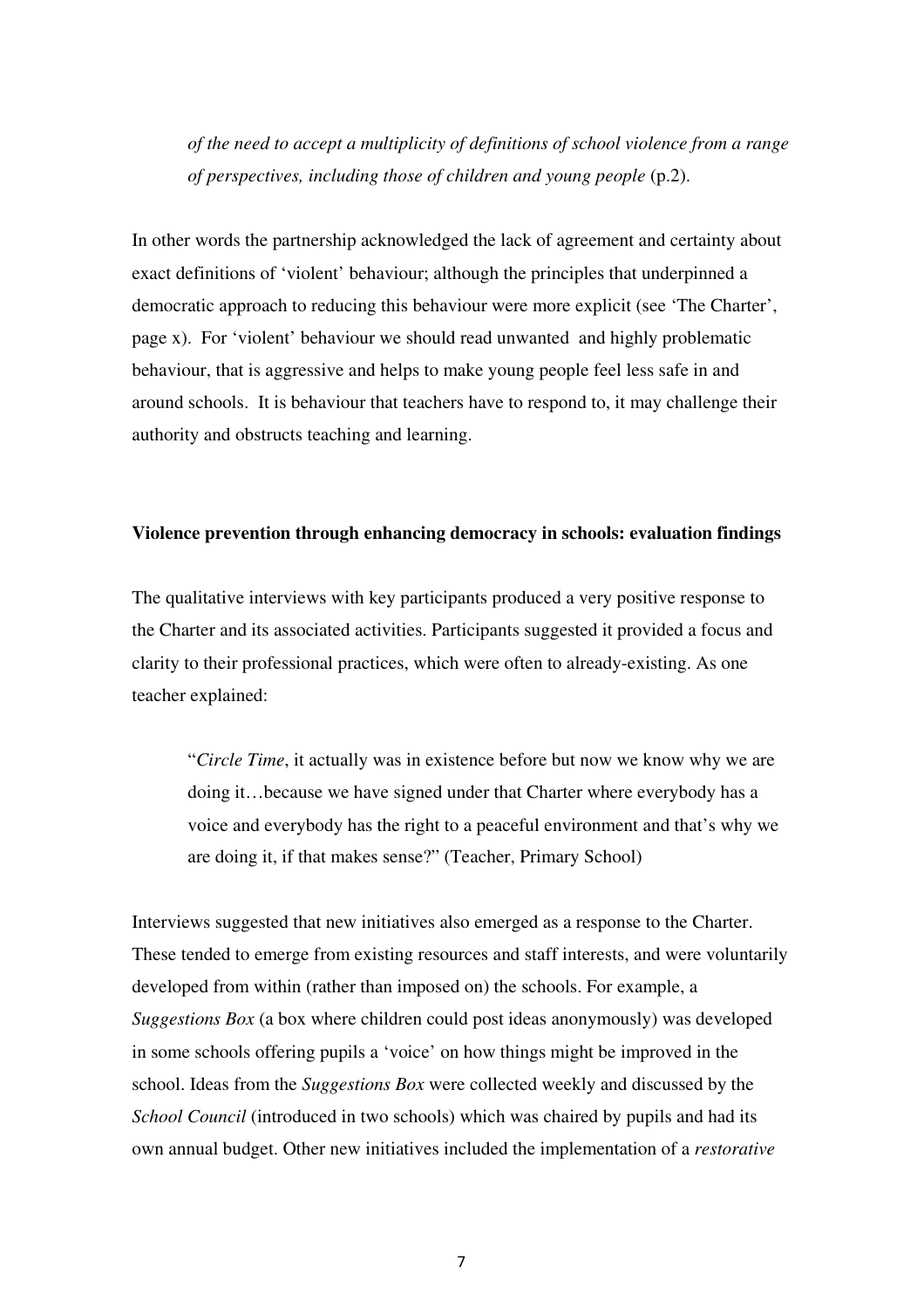*of the need to accept a multiplicity of definitions of school violence from a range of perspectives, including those of children and young people* (p.2).

In other words the partnership acknowledged the lack of agreement and certainty about exact definitions of 'violent' behaviour; although the principles that underpinned a democratic approach to reducing this behaviour were more explicit (see 'The Charter', page x). For 'violent' behaviour we should read unwanted and highly problematic behaviour, that is aggressive and helps to make young people feel less safe in and around schools. It is behaviour that teachers have to respond to, it may challenge their authority and obstructs teaching and learning.

**Violence prevention through enhancing democracy in schools: evaluation findings**

The qualitative interviews with key participants produced a very positive response to the Charter and its associated activities. Participants suggested it provided a focus and clarity to their professional practices, which were often to already-existing. As one teacher explained:

> "*Circle Time*, it actually was in existence before but now we know why we are doing it…because we have signed under that Charter where everybody has a voice and everybody has the right to a peaceful environment and that's why we are doing it, if that makes sense?" (Teacher, Primary School)

Interviews suggested that new initiatives also emerged as a response to the Charter. These tended to emerge from existing resources and staff interests, and were voluntarily developed from within (rather than imposed on) the schools. For example, a *Suggestions Box* (a box where children could post ideas anonymously) was developed in some schools offering pupils a 'voice' on how things might be improved in the school. Ideas from the *Suggestions Box* were collected weekly and discussed by the *School Council* (introduced in two schools) which was chaired by pupils and had its own annual budget. Other new initiatives included the implementation of a *restorative*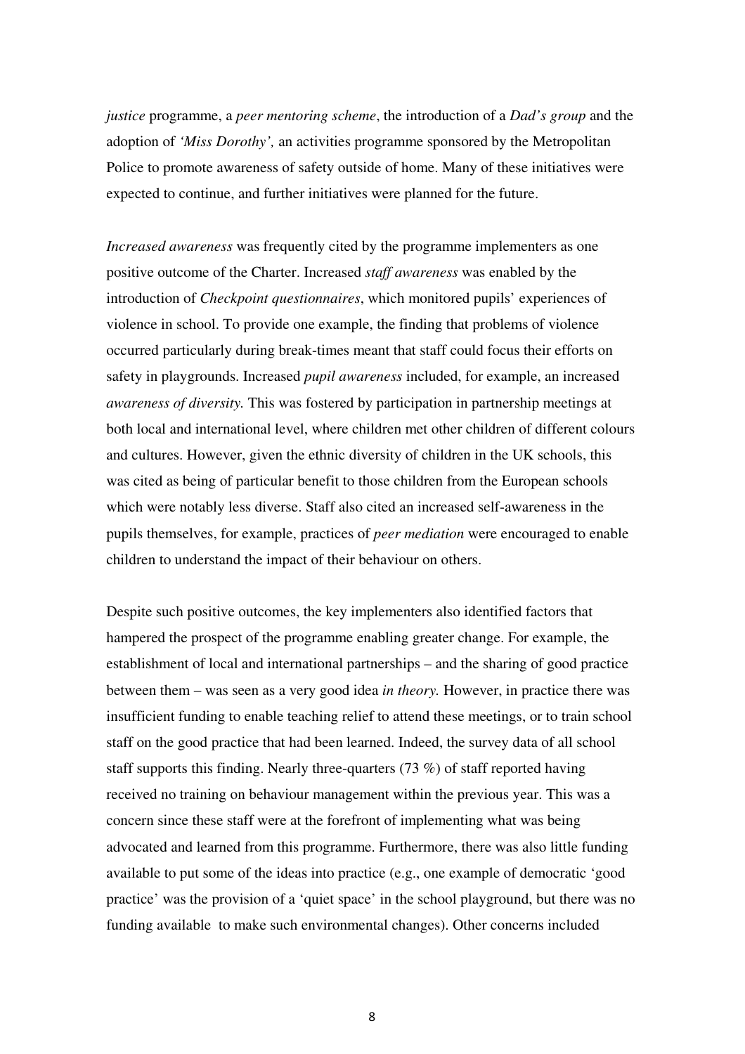*justice* programme, a *peer mentoring scheme*, the introduction of a *Dad's group* and the adoption of *'Miss Dorothy',* an activities programme sponsored by the Metropolitan Police to promote awareness of safety outside of home. Many of these initiatives were expected to continue, and further initiatives were planned for the future.

*Increased awareness* was frequently cited by the programme implementers as one positive outcome of the Charter. Increased *staff awareness* was enabled by the introduction of *Checkpoint questionnaires*, which monitored pupils' experiences of violence in school. To provide one example, the finding that problems of violence occurred particularly during break-times meant that staff could focus their efforts on safety in playgrounds. Increased *pupil awareness* included, for example, an increased *awareness of diversity.* This was fostered by participation in partnership meetings at both local and international level, where children met other children of different colours and cultures. However, given the ethnic diversity of children in the UK schools, this was cited as being of particular benefit to those children from the European schools which were notably less diverse. Staff also cited an increased self-awareness in the pupils themselves, for example, practices of *peer mediation* were encouraged to enable children to understand the impact of their behaviour on others.

Despite such positive outcomes, the key implementers also identified factors that hampered the prospect of the programme enabling greater change. For example, the establishment of local and international partnerships – and the sharing of good practice between them – was seen as a very good idea *in theory.* However, in practice there was insufficient funding to enable teaching relief to attend these meetings, or to train school staff on the good practice that had been learned. Indeed, the survey data of all school staff supports this finding. Nearly three-quarters (73 %) of staff reported having received no training on behaviour management within the previous year. This was a concern since these staff were at the forefront of implementing what was being advocated and learned from this programme. Furthermore, there was also little funding available to put some of the ideas into practice (e.g., one example of democratic 'good practice' was the provision of a 'quiet space' in the school playground, but there was no funding available to make such environmental changes). Other concerns included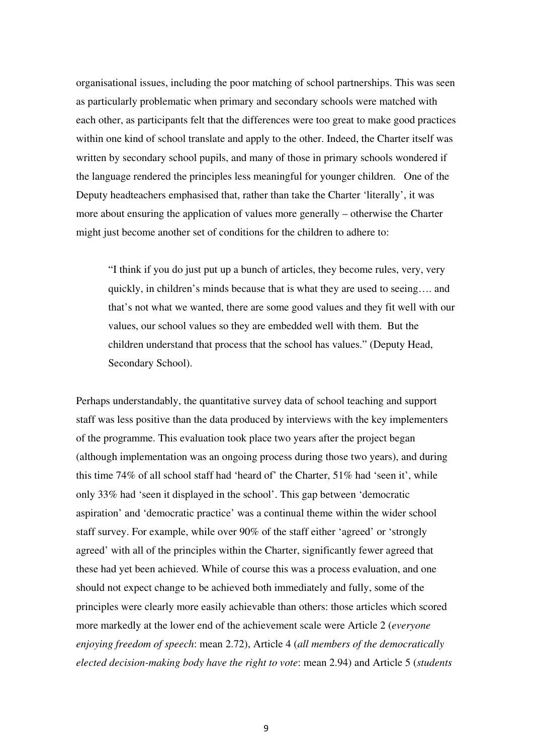organisational issues, including the poor matching of school partnerships. This was seen as particularly problematic when primary and secondary schools were matched with each other, as participants felt that the differences were too great to make good practices within one kind of school translate and apply to the other. Indeed, the Charter itself was written by secondary school pupils, and many of those in primary schools wondered if the language rendered the principles less meaningful for younger children. One of the Deputy headteachers emphasised that, rather than take the Charter 'literally', it was more about ensuring the application of values more generally – otherwise the Charter might just become another set of conditions for the children to adhere to:

> "I think if you do just put up a bunch of articles, they become rules, very, very quickly, in children's minds because that is what they are used to seeing…. and that's not what we wanted, there are some good values and they fit well with our values, our school values so they are embedded well with them. But the children understand that process that the school has values." (Deputy Head, Secondary School).

Perhaps understandably, the quantitative survey data of school teaching and support staff was less positive than the data produced by interviews with the key implementers of the programme. This evaluation took place two years after the project began (although implementation was an ongoing process during those two years), and during this time 74% of all school staff had 'heard of' the Charter, 51% had 'seen it', while only 33% had 'seen it displayed in the school'. This gap between 'democratic aspiration' and 'democratic practice' was a continual theme within the wider school staff survey. For example, while over 90% of the staff either 'agreed' or 'strongly agreed' with all of the principles within the Charter, significantly fewer agreed that these had yet been achieved. While of course this was a process evaluation, and one should not expect change to be achieved both immediately and fully, some of the principles were clearly more easily achievable than others: those articles which scored more markedly at the lower end of the achievement scale were Article 2 (*everyone enjoying freedom of speech*: mean 2.72), Article 4 (*all members of the democratically elected decision-making body have the right to vote*: mean 2.94) and Article 5 (*students*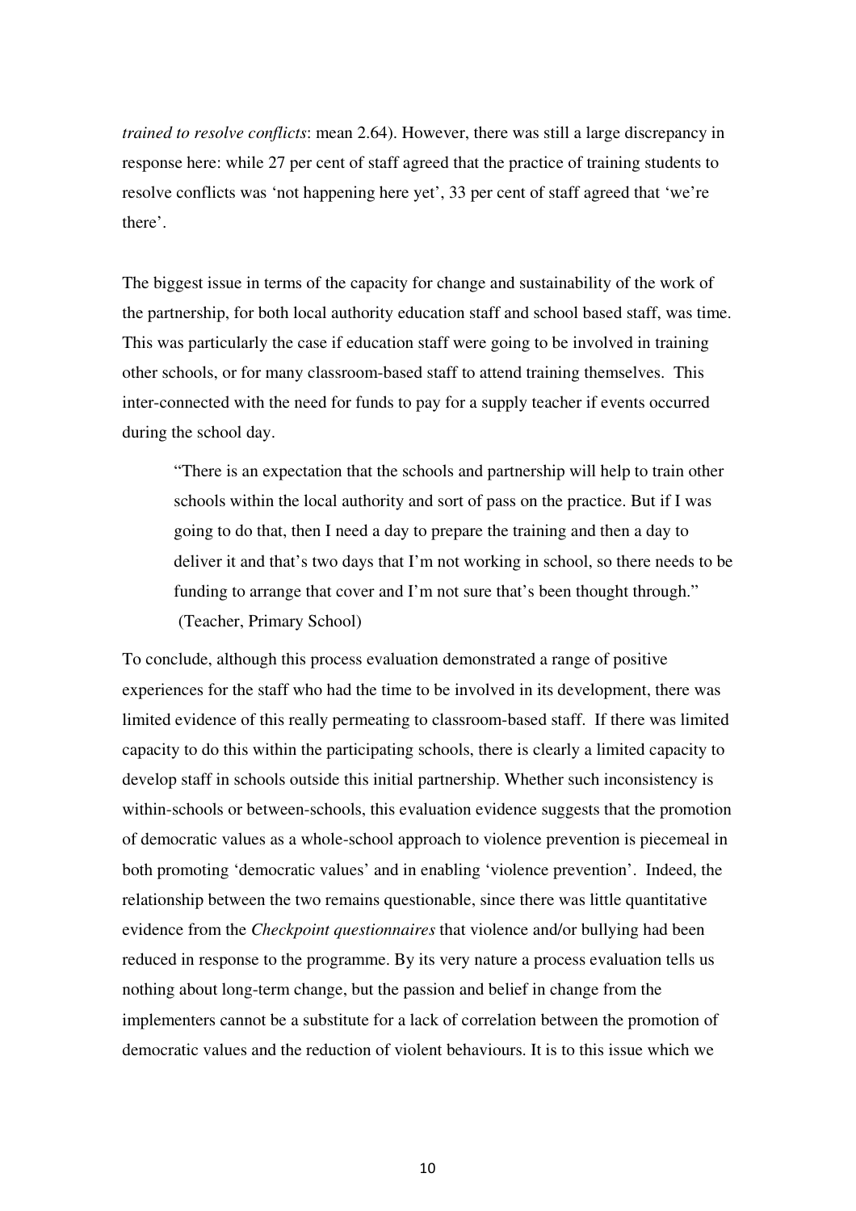*trained to resolve conflicts*: mean 2.64). However, there was still a large discrepancy in response here: while 27 per cent of staff agreed that the practice of training students to resolve conflicts was 'not happening here yet', 33 per cent of staff agreed that 'we're there'.

The biggest issue in terms of the capacity for change and sustainability of the work of the partnership, for both local authority education staff and school based staff, was time. This was particularly the case if education staff were going to be involved in training other schools, or for many classroom-based staff to attend training themselves. This inter-connected with the need for funds to pay for a supply teacher if events occurred during the school day.

> "There is an expectation that the schools and partnership will help to train other schools within the local authority and sort of pass on the practice. But if I was going to do that, then I need a day to prepare the training and then a day to deliver it and that's two days that I'm not working in school, so there needs to be funding to arrange that cover and I'm not sure that's been thought through."
> (Teacher, Primary School)

To conclude, although this process evaluation demonstrated a range of positive experiences for the staff who had the time to be involved in its development, there was limited evidence of this really permeating to classroom-based staff. If there was limited capacity to do this within the participating schools, there is clearly a limited capacity to develop staff in schools outside this initial partnership. Whether such inconsistency is within-schools or between-schools, this evaluation evidence suggests that the promotion of democratic values as a whole-school approach to violence prevention is piecemeal in both promoting 'democratic values' and in enabling 'violence prevention'. Indeed, the relationship between the two remains questionable, since there was little quantitative evidence from the *Checkpoint questionnaires* that violence and/or bullying had been reduced in response to the programme. By its very nature a process evaluation tells us nothing about long-term change, but the passion and belief in change from the implementers cannot be a substitute for a lack of correlation between the promotion of democratic values and the reduction of violent behaviours. It is to this issue which we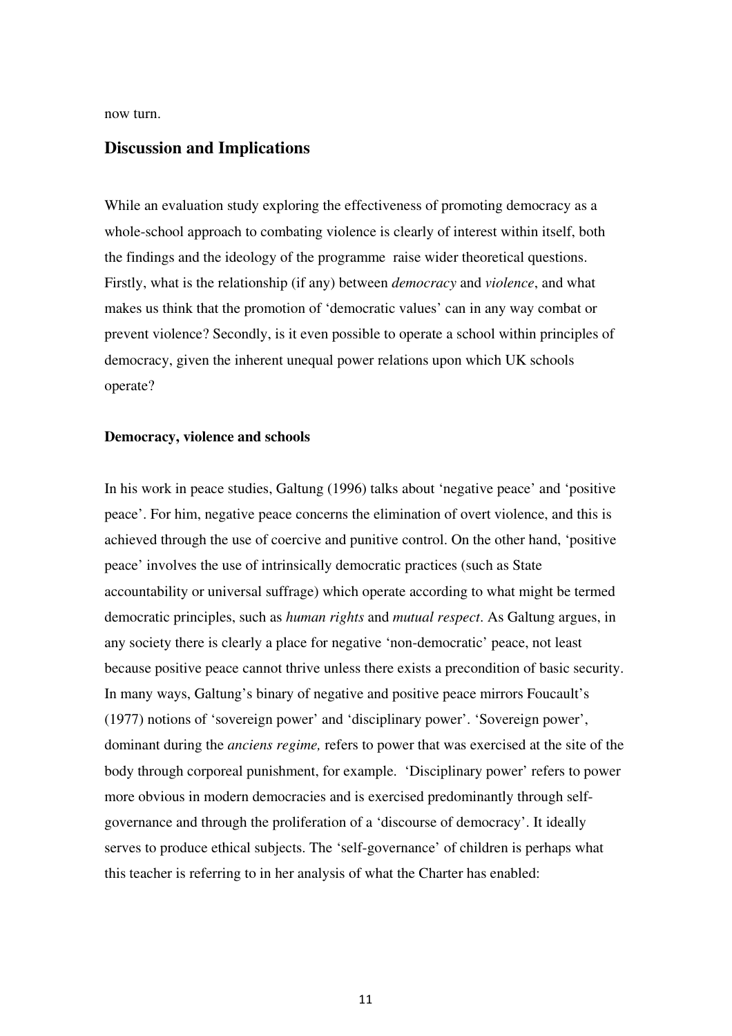now turn.

## Discussion and Implications

While an evaluation study exploring the effectiveness of promoting democracy as a whole-school approach to combating violence is clearly of interest within itself, both the findings and the ideology of the programme raise wider theoretical questions. Firstly, what is the relationship (if any) between *democracy* and *violence*, and what makes us think that the promotion of 'democratic values' can in any way combat or prevent violence? Secondly, is it even possible to operate a school within principles of democracy, given the inherent unequal power relations upon which UK schools operate?

### Democracy, violence and schools

In his work in peace studies, Galtung (1996) talks about 'negative peace' and 'positive peace'. For him, negative peace concerns the elimination of overt violence, and this is achieved through the use of coercive and punitive control. On the other hand, 'positive peace' involves the use of intrinsically democratic practices (such as State accountability or universal suffrage) which operate according to what might be termed democratic principles, such as *human rights* and *mutual respect*. As Galtung argues, in any society there is clearly a place for negative 'non-democratic' peace, not least because positive peace cannot thrive unless there exists a precondition of basic security. In many ways, Galtung's binary of negative and positive peace mirrors Foucault's (1977) notions of 'sovereign power' and 'disciplinary power'. 'Sovereign power', dominant during the *anciens regime,* refers to power that was exercised at the site of the body through corporeal punishment, for example. 'Disciplinary power' refers to power more obvious in modern democracies and is exercised predominantly through self-governance and through the proliferation of a 'discourse of democracy'. It ideally serves to produce ethical subjects. The 'self-governance' of children is perhaps what this teacher is referring to in her analysis of what the Charter has enabled: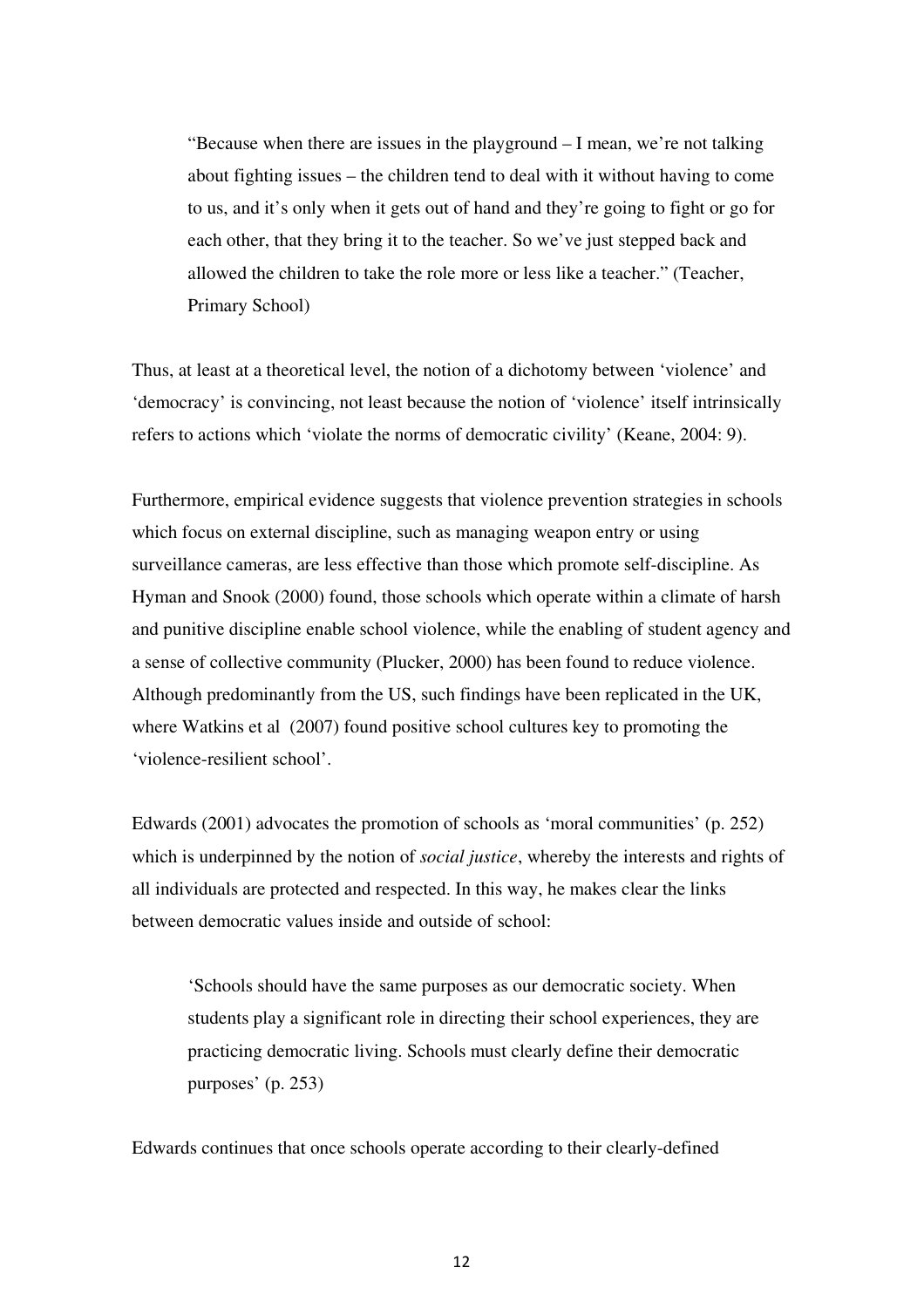> "Because when there are issues in the playground – I mean, we're not talking about fighting issues – the children tend to deal with it without having to come to us, and it's only when it gets out of hand and they're going to fight or go for each other, that they bring it to the teacher. So we've just stepped back and allowed the children to take the role more or less like a teacher." (Teacher, Primary School)

Thus, at least at a theoretical level, the notion of a dichotomy between 'violence' and 'democracy' is convincing, not least because the notion of 'violence' itself intrinsically refers to actions which 'violate the norms of democratic civility' (Keane, 2004: 9).

Furthermore, empirical evidence suggests that violence prevention strategies in schools which focus on external discipline, such as managing weapon entry or using surveillance cameras, are less effective than those which promote self-discipline. As Hyman and Snook (2000) found, those schools which operate within a climate of harsh and punitive discipline enable school violence, while the enabling of student agency and a sense of collective community (Plucker, 2000) has been found to reduce violence. Although predominantly from the US, such findings have been replicated in the UK, where Watkins et al (2007) found positive school cultures key to promoting the 'violence-resilient school'.

Edwards (2001) advocates the promotion of schools as 'moral communities' (p. 252) which is underpinned by the notion of *social justice*, whereby the interests and rights of all individuals are protected and respected. In this way, he makes clear the links between democratic values inside and outside of school:

> 'Schools should have the same purposes as our democratic society. When students play a significant role in directing their school experiences, they are practicing democratic living. Schools must clearly define their democratic purposes' (p. 253)

Edwards continues that once schools operate according to their clearly-defined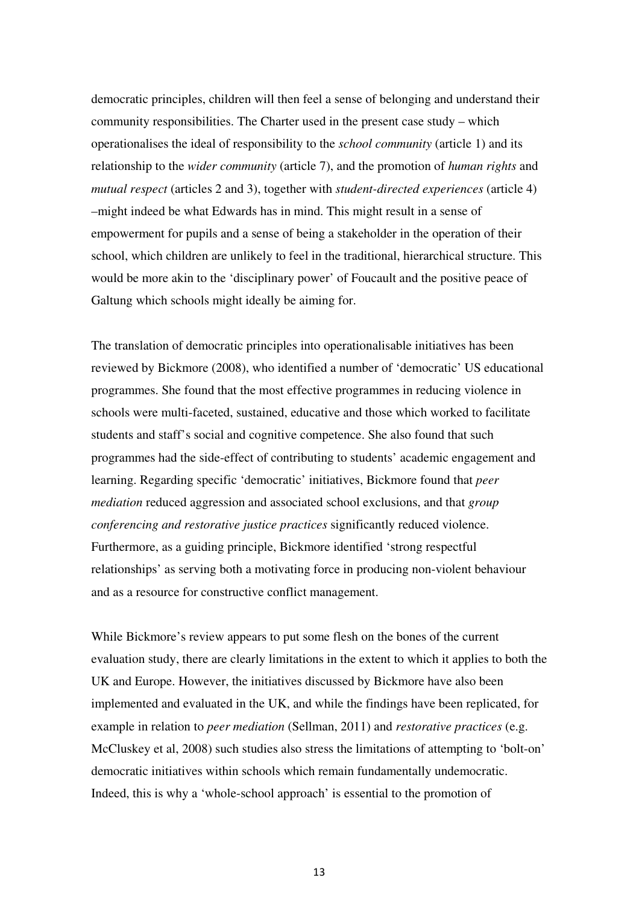democratic principles, children will then feel a sense of belonging and understand their community responsibilities. The Charter used in the present case study – which operationalises the ideal of responsibility to the *school community* (article 1) and its relationship to the *wider community* (article 7), and the promotion of *human rights* and *mutual respect* (articles 2 and 3), together with *student-directed experiences* (article 4) –might indeed be what Edwards has in mind. This might result in a sense of empowerment for pupils and a sense of being a stakeholder in the operation of their school, which children are unlikely to feel in the traditional, hierarchical structure. This would be more akin to the 'disciplinary power' of Foucault and the positive peace of Galtung which schools might ideally be aiming for.

The translation of democratic principles into operationalisable initiatives has been reviewed by Bickmore (2008), who identified a number of 'democratic' US educational programmes. She found that the most effective programmes in reducing violence in schools were multi-faceted, sustained, educative and those which worked to facilitate students and staff's social and cognitive competence. She also found that such programmes had the side-effect of contributing to students' academic engagement and learning. Regarding specific 'democratic' initiatives, Bickmore found that *peer mediation* reduced aggression and associated school exclusions, and that *group conferencing and restorative justice practices* significantly reduced violence. Furthermore, as a guiding principle, Bickmore identified 'strong respectful relationships' as serving both a motivating force in producing non-violent behaviour and as a resource for constructive conflict management.

While Bickmore's review appears to put some flesh on the bones of the current evaluation study, there are clearly limitations in the extent to which it applies to both the UK and Europe. However, the initiatives discussed by Bickmore have also been implemented and evaluated in the UK, and while the findings have been replicated, for example in relation to *peer mediation* (Sellman, 2011) and *restorative practices* (e.g. McCluskey et al, 2008) such studies also stress the limitations of attempting to 'bolt-on' democratic initiatives within schools which remain fundamentally undemocratic. Indeed, this is why a 'whole-school approach' is essential to the promotion of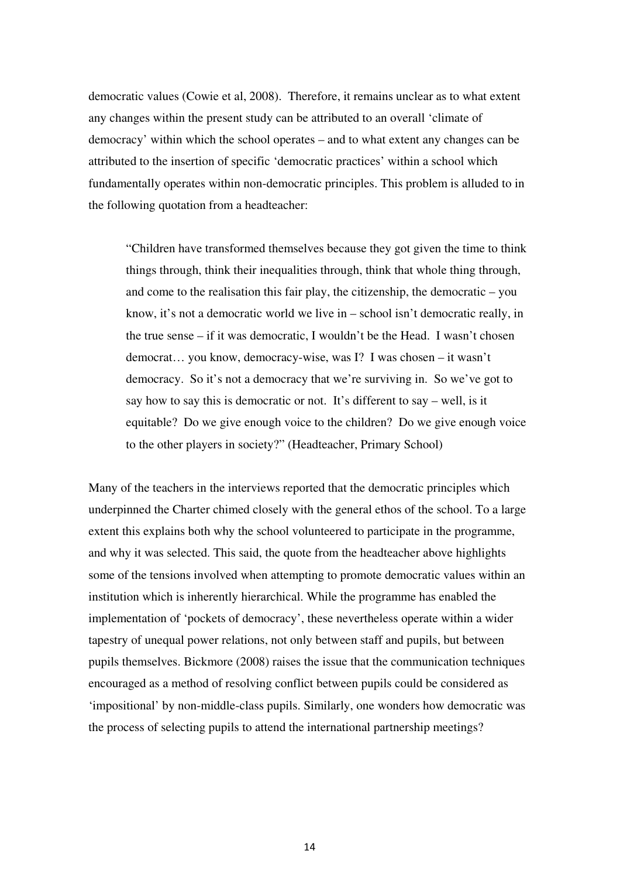democratic values (Cowie et al, 2008). Therefore, it remains unclear as to what extent any changes within the present study can be attributed to an overall 'climate of democracy' within which the school operates – and to what extent any changes can be attributed to the insertion of specific 'democratic practices' within a school which fundamentally operates within non-democratic principles. This problem is alluded to in the following quotation from a headteacher:

> "Children have transformed themselves because they got given the time to think things through, think their inequalities through, think that whole thing through, and come to the realisation this fair play, the citizenship, the democratic – you know, it's not a democratic world we live in – school isn't democratic really, in the true sense – if it was democratic, I wouldn't be the Head. I wasn't chosen democrat… you know, democracy-wise, was I? I was chosen – it wasn't democracy. So it's not a democracy that we're surviving in. So we've got to say how to say this is democratic or not. It's different to say – well, is it equitable? Do we give enough voice to the children? Do we give enough voice to the other players in society?" (Headteacher, Primary School)

Many of the teachers in the interviews reported that the democratic principles which underpinned the Charter chimed closely with the general ethos of the school. To a large extent this explains both why the school volunteered to participate in the programme, and why it was selected. This said, the quote from the headteacher above highlights some of the tensions involved when attempting to promote democratic values within an institution which is inherently hierarchical. While the programme has enabled the implementation of 'pockets of democracy', these nevertheless operate within a wider tapestry of unequal power relations, not only between staff and pupils, but between pupils themselves. Bickmore (2008) raises the issue that the communication techniques encouraged as a method of resolving conflict between pupils could be considered as 'impositional' by non-middle-class pupils. Similarly, one wonders how democratic was the process of selecting pupils to attend the international partnership meetings?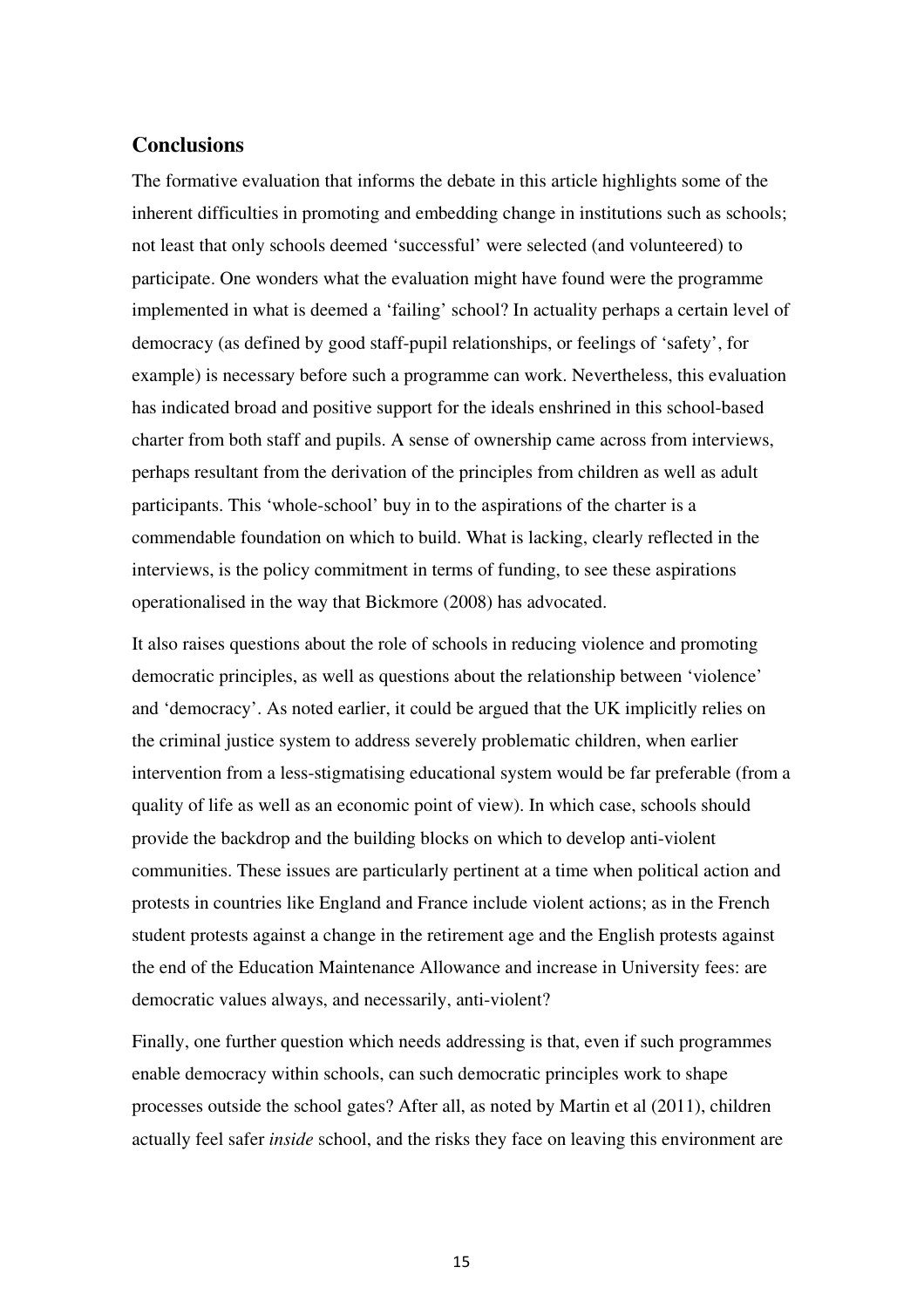## Conclusions

The formative evaluation that informs the debate in this article highlights some of the inherent difficulties in promoting and embedding change in institutions such as schools; not least that only schools deemed 'successful' were selected (and volunteered) to participate. One wonders what the evaluation might have found were the programme implemented in what is deemed a 'failing' school? In actuality perhaps a certain level of democracy (as defined by good staff-pupil relationships, or feelings of 'safety', for example) is necessary before such a programme can work. Nevertheless, this evaluation has indicated broad and positive support for the ideals enshrined in this school-based charter from both staff and pupils. A sense of ownership came across from interviews, perhaps resultant from the derivation of the principles from children as well as adult participants. This 'whole-school' buy in to the aspirations of the charter is a commendable foundation on which to build. What is lacking, clearly reflected in the interviews, is the policy commitment in terms of funding, to see these aspirations operationalised in the way that Bickmore (2008) has advocated.

It also raises questions about the role of schools in reducing violence and promoting democratic principles, as well as questions about the relationship between 'violence' and 'democracy'. As noted earlier, it could be argued that the UK implicitly relies on the criminal justice system to address severely problematic children, when earlier intervention from a less-stigmatising educational system would be far preferable (from a quality of life as well as an economic point of view). In which case, schools should provide the backdrop and the building blocks on which to develop anti-violent communities. These issues are particularly pertinent at a time when political action and protests in countries like England and France include violent actions; as in the French student protests against a change in the retirement age and the English protests against the end of the Education Maintenance Allowance and increase in University fees: are democratic values always, and necessarily, anti-violent?

Finally, one further question which needs addressing is that, even if such programmes enable democracy within schools, can such democratic principles work to shape processes outside the school gates? After all, as noted by Martin et al (2011), children actually feel safer *inside* school, and the risks they face on leaving this environment are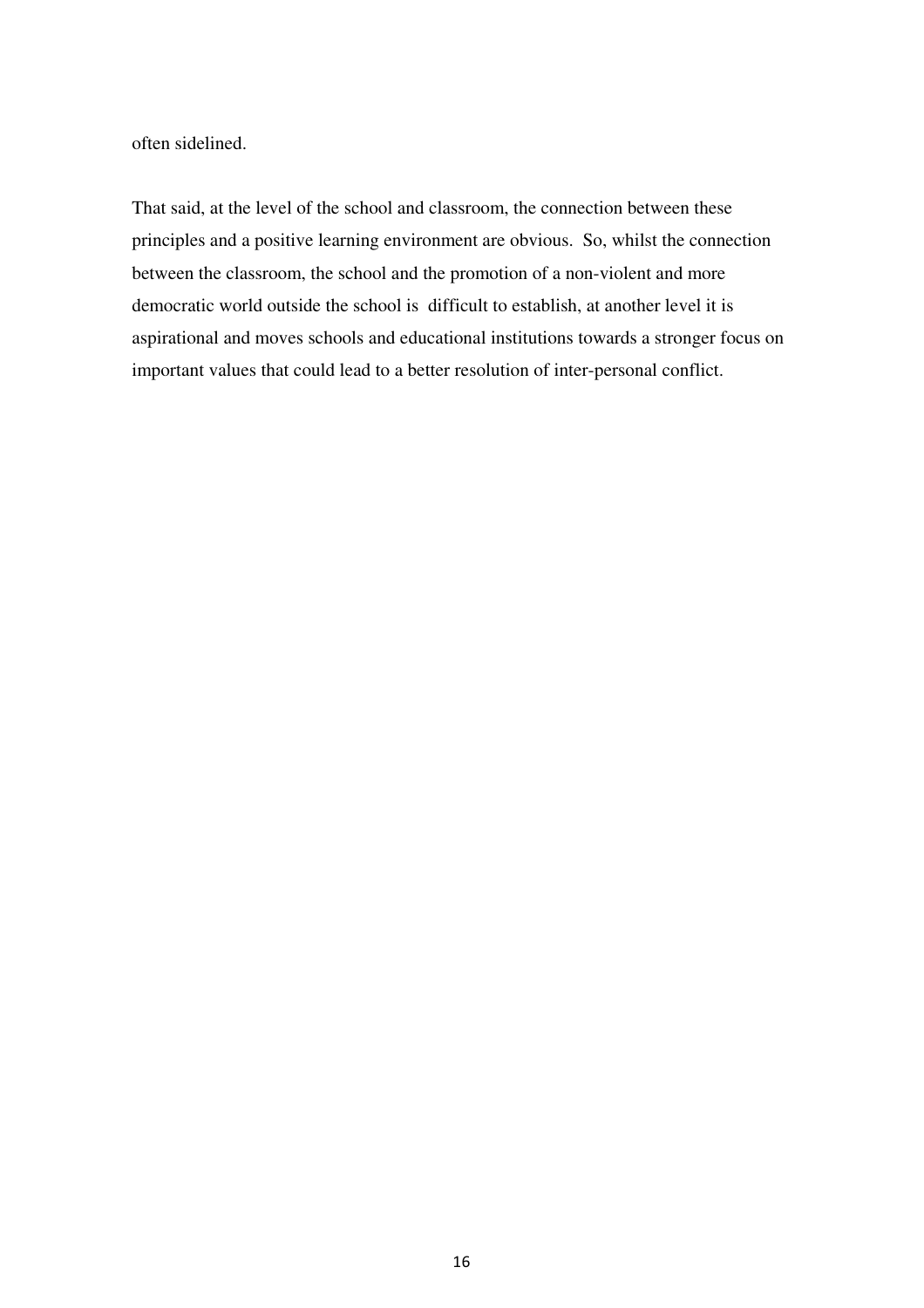often sidelined.

That said, at the level of the school and classroom, the connection between these principles and a positive learning environment are obvious. So, whilst the connection between the classroom, the school and the promotion of a non-violent and more democratic world outside the school is difficult to establish, at another level it is aspirational and moves schools and educational institutions towards a stronger focus on important values that could lead to a better resolution of inter-personal conflict.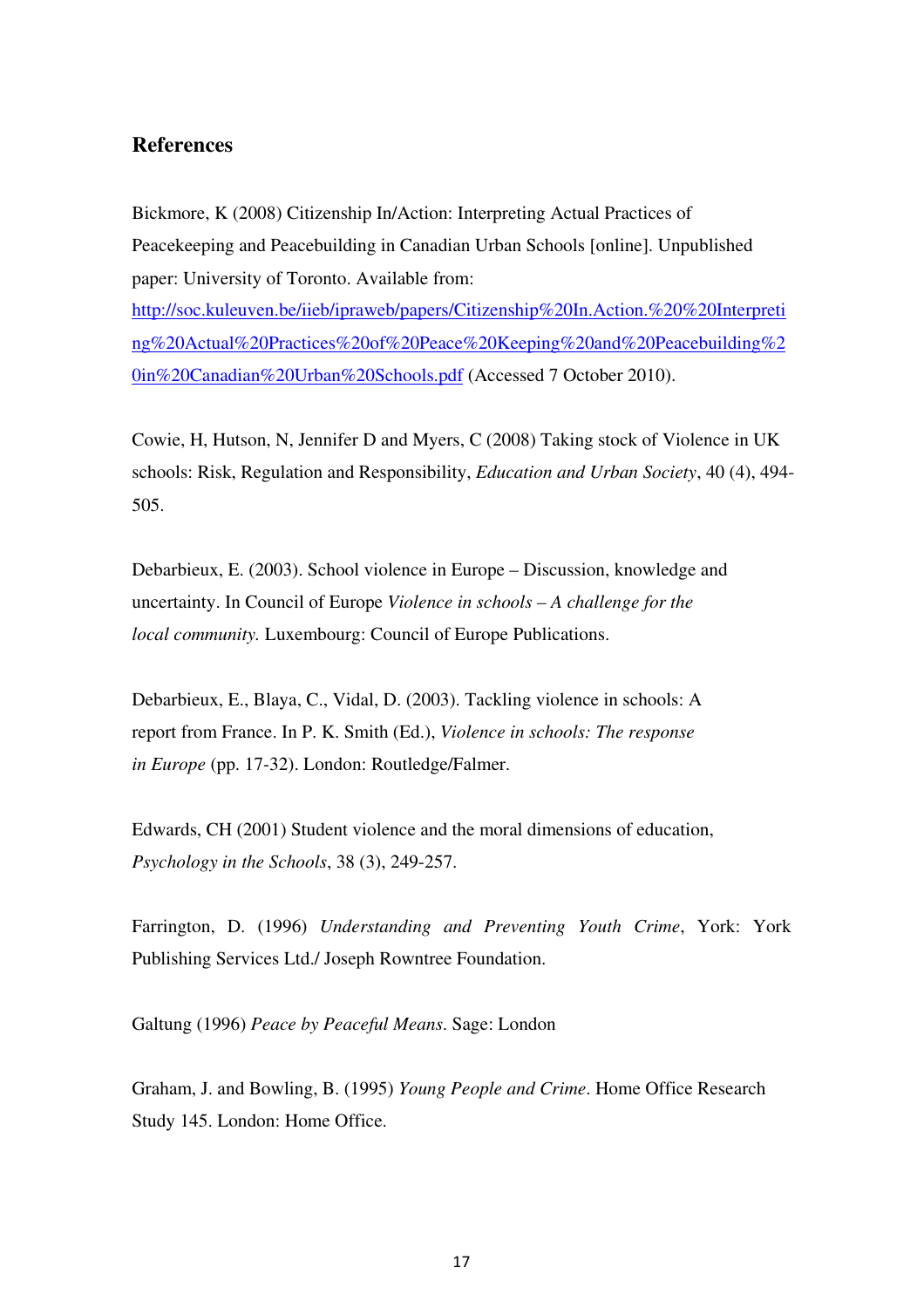## References

Bickmore, K (2008) Citizenship In/Action: Interpreting Actual Practices of Peacekeeping and Peacebuilding in Canadian Urban Schools [online]. Unpublished paper: University of Toronto. Available from: http://soc.kuleuven.be/iieb/ipraweb/papers/Citizenship%20In.Action.%20%20Interpreting%20Actual%20Practices%20of%20Peace%20Keeping%20and%20Peacebuilding%20in%20Canadian%20Urban%20Schools.pdf (Accessed 7 October 2010).

Cowie, H, Hutson, N, Jennifer D and Myers, C (2008) Taking stock of Violence in UK schools: Risk, Regulation and Responsibility, *Education and Urban Society*, 40 (4), 494-505.

Debarbieux, E. (2003). School violence in Europe – Discussion, knowledge and uncertainty. In Council of Europe *Violence in schools – A challenge for the local community.* Luxembourg: Council of Europe Publications.

Debarbieux, E., Blaya, C., Vidal, D. (2003). Tackling violence in schools: A report from France. In P. K. Smith (Ed.), *Violence in schools: The response in Europe* (pp. 17-32). London: Routledge/Falmer.

Edwards, CH (2001) Student violence and the moral dimensions of education, *Psychology in the Schools*, 38 (3), 249-257.

Farrington, D. (1996) *Understanding and Preventing Youth Crime*, York: York Publishing Services Ltd./ Joseph Rowntree Foundation.

Galtung (1996) *Peace by Peaceful Means*. Sage: London

Graham, J. and Bowling, B. (1995) *Young People and Crime*. Home Office Research Study 145. London: Home Office.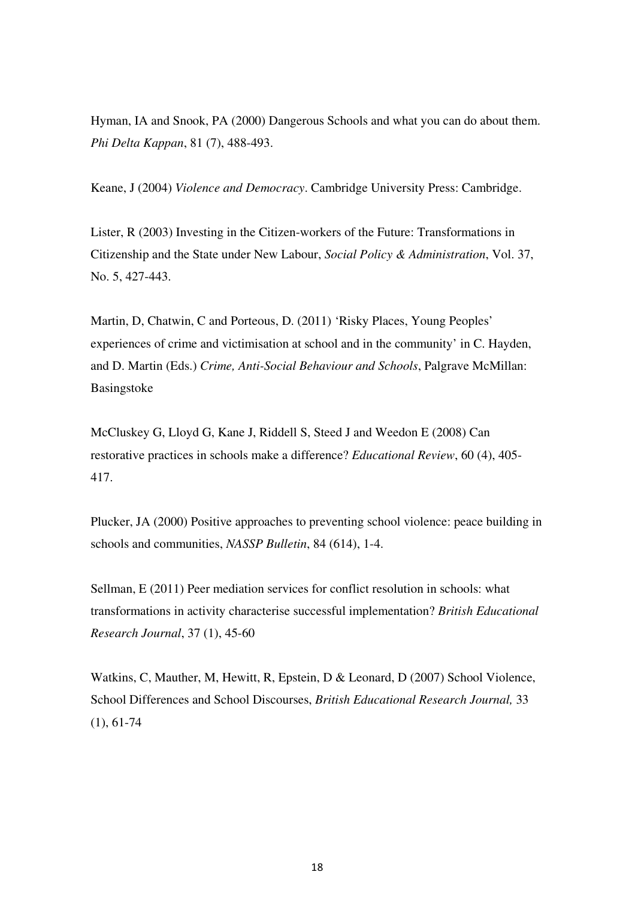Hyman, IA and Snook, PA (2000) Dangerous Schools and what you can do about them. *Phi Delta Kappan*, 81 (7), 488-493.

Keane, J (2004) *Violence and Democracy*. Cambridge University Press: Cambridge.

Lister, R (2003) Investing in the Citizen-workers of the Future: Transformations in Citizenship and the State under New Labour, *Social Policy & Administration*, Vol. 37, No. 5, 427-443.

Martin, D, Chatwin, C and Porteous, D. (2011) 'Risky Places, Young Peoples' experiences of crime and victimisation at school and in the community' in C. Hayden, and D. Martin (Eds.) *Crime, Anti-Social Behaviour and Schools*, Palgrave McMillan: Basingstoke

McCluskey G, Lloyd G, Kane J, Riddell S, Steed J and Weedon E (2008) Can restorative practices in schools make a difference? *Educational Review*, 60 (4), 405-417.

Plucker, JA (2000) Positive approaches to preventing school violence: peace building in schools and communities, *NASSP Bulletin*, 84 (614), 1-4.

Sellman, E (2011) Peer mediation services for conflict resolution in schools: what transformations in activity characterise successful implementation? *British Educational Research Journal*, 37 (1), 45-60

Watkins, C, Mauther, M, Hewitt, R, Epstein, D & Leonard, D (2007) School Violence, School Differences and School Discourses, *British Educational Research Journal,* 33 (1), 61-74